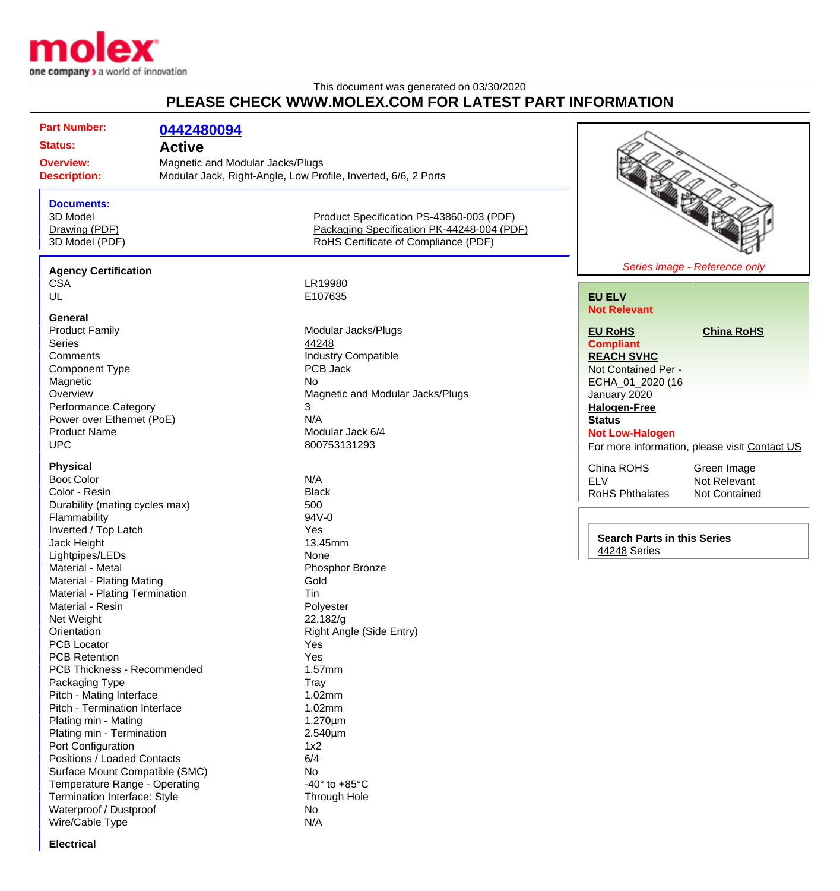This document was generated on 03/30/2020

# PLEASE CHECK WWW.MOLEX.COM FOR LATEST PART INFORMATION

| | |
|---|---|
| **Part Number:** | **0442480094** |
| **Status:** | **Active** |
| **Overview:** | Magnetic and Modular Jacks/Plugs |
| **Description:** | Modular Jack, Right-Angle, Low Profile, Inverted, 6/6, 2 Ports |

### Documents:

| | |
|---|---|
| 3D Model | Product Specification PS-43860-003 (PDF) |
| Drawing (PDF) | Packaging Specification PK-44248-004 (PDF) |
| 3D Model (PDF) | RoHS Certificate of Compliance (PDF) |

*Series image - Reference only*

**EU ELV**
**Not Relevant**

**EU RoHS** | **China RoHS**
**Compliant**

**REACH SVHC**
Not Contained Per - ECHA_01_2020 (16 January 2020

**Halogen-Free Status**
**Not Low-Halogen**

For more information, please visit Contact US

| | |
|---|---|
| China ROHS | Green Image |
| ELV | Not Relevant |
| RoHS Phthalates | Not Contained |

**Search Parts in this Series**
44248 Series

### Agency Certification

| | |
|---|---|
| CSA | LR19980 |
| UL | E107635 |

### General

| | |
|---|---|
| Product Family | Modular Jacks/Plugs |
| Series | 44248 |
| Comments | Industry Compatible |
| Component Type | PCB Jack |
| Magnetic | No |
| Overview | Magnetic and Modular Jacks/Plugs |
| Performance Category | 3 |
| Power over Ethernet (PoE) | N/A |
| Product Name | Modular Jack 6/4 |
| UPC | 800753131293 |

### Physical

| | |
|---|---|
| Boot Color | N/A |
| Color - Resin | Black |
| Durability (mating cycles max) | 500 |
| Flammability | 94V-0 |
| Inverted / Top Latch | Yes |
| Jack Height | 13.45mm |
| Lightpipes/LEDs | None |
| Material - Metal | Phosphor Bronze |
| Material - Plating Mating | Gold |
| Material - Plating Termination | Tin |
| Material - Resin | Polyester |
| Net Weight | 22.182/g |
| Orientation | Right Angle (Side Entry) |
| PCB Locator | Yes |
| PCB Retention | Yes |
| PCB Thickness - Recommended | 1.57mm |
| Packaging Type | Tray |
| Pitch - Mating Interface | 1.02mm |
| Pitch - Termination Interface | 1.02mm |
| Plating min - Mating | 1.270µm |
| Plating min - Termination | 2.540µm |
| Port Configuration | 1x2 |
| Positions / Loaded Contacts | 6/4 |
| Surface Mount Compatible (SMC) | No |
| Temperature Range - Operating | -40° to +85°C |
| Termination Interface: Style | Through Hole |
| Waterproof / Dustproof | No |
| Wire/Cable Type | N/A |

### Electrical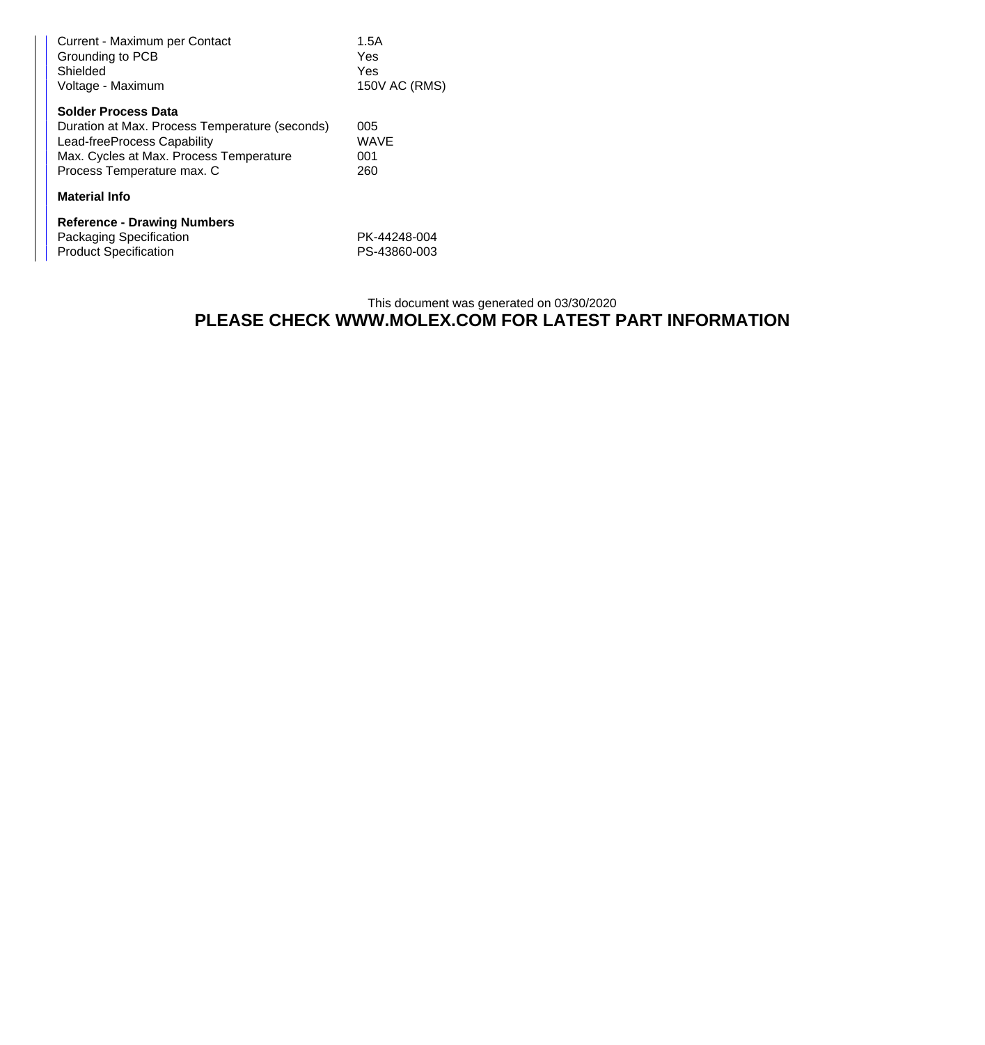| | |
|---|---|
| Current - Maximum per Contact | 1.5A |
| Grounding to PCB | Yes |
| Shielded | Yes |
| Voltage - Maximum | 150V AC (RMS) |

**Solder Process Data**

| | |
|---|---|
| Duration at Max. Process Temperature (seconds) | 005 |
| Lead-freeProcess Capability | WAVE |
| Max. Cycles at Max. Process Temperature | 001 |
| Process Temperature max. C | 260 |

**Material Info**

**Reference - Drawing Numbers**

| | |
|---|---|
| Packaging Specification | PK-44248-004 |
| Product Specification | PS-43860-003 |

This document was generated on 03/30/2020

**PLEASE CHECK WWW.MOLEX.COM FOR LATEST PART INFORMATION**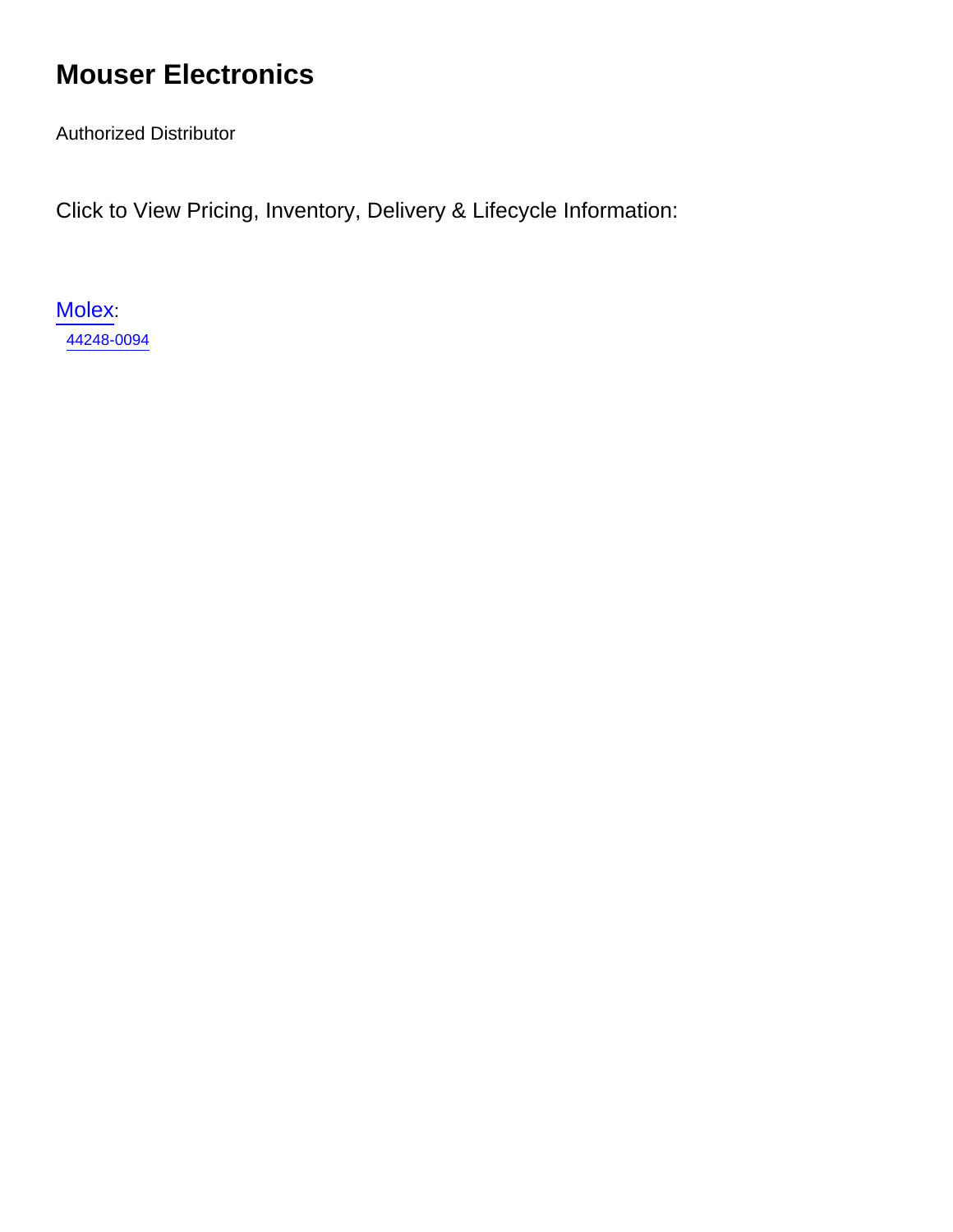# Mouser Electronics

Authorized Distributor

Click to View Pricing, Inventory, Delivery & Lifecycle Information:

Molex:

44248-0094